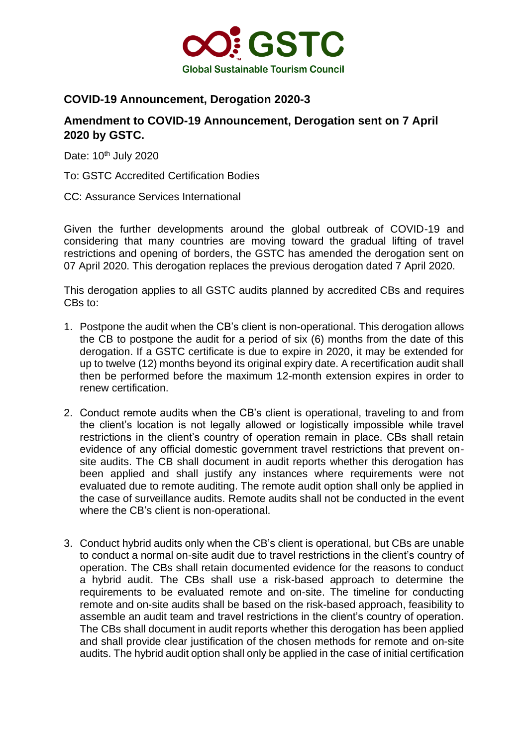GSTC

Global Sustainable Tourism Council

## COVID-19 Announcement, Derogation 2020-3

## Amendment to COVID-19 Announcement, Derogation sent on 7 April 2020 by GSTC.

Date: 10th July 2020

To: GSTC Accredited Certification Bodies

CC: Assurance Services International

Given the further developments around the global outbreak of COVID-19 and considering that many countries are moving toward the gradual lifting of travel restrictions and opening of borders, the GSTC has amended the derogation sent on 07 April 2020. This derogation replaces the previous derogation dated 7 April 2020.

This derogation applies to all GSTC audits planned by accredited CBs and requires CBs to:

1. Postpone the audit when the CB's client is non-operational. This derogation allows the CB to postpone the audit for a period of six (6) months from the date of this derogation. If a GSTC certificate is due to expire in 2020, it may be extended for up to twelve (12) months beyond its original expiry date. A recertification audit shall then be performed before the maximum 12-month extension expires in order to renew certification.

2. Conduct remote audits when the CB's client is operational, traveling to and from the client's location is not legally allowed or logistically impossible while travel restrictions in the client's country of operation remain in place. CBs shall retain evidence of any official domestic government travel restrictions that prevent on-site audits. The CB shall document in audit reports whether this derogation has been applied and shall justify any instances where requirements were not evaluated due to remote auditing. The remote audit option shall only be applied in the case of surveillance audits. Remote audits shall not be conducted in the event where the CB's client is non-operational.

3. Conduct hybrid audits only when the CB's client is operational, but CBs are unable to conduct a normal on-site audit due to travel restrictions in the client's country of operation. The CBs shall retain documented evidence for the reasons to conduct a hybrid audit. The CBs shall use a risk-based approach to determine the requirements to be evaluated remote and on-site. The timeline for conducting remote and on-site audits shall be based on the risk-based approach, feasibility to assemble an audit team and travel restrictions in the client's country of operation. The CBs shall document in audit reports whether this derogation has been applied and shall provide clear justification of the chosen methods for remote and on-site audits. The hybrid audit option shall only be applied in the case of initial certification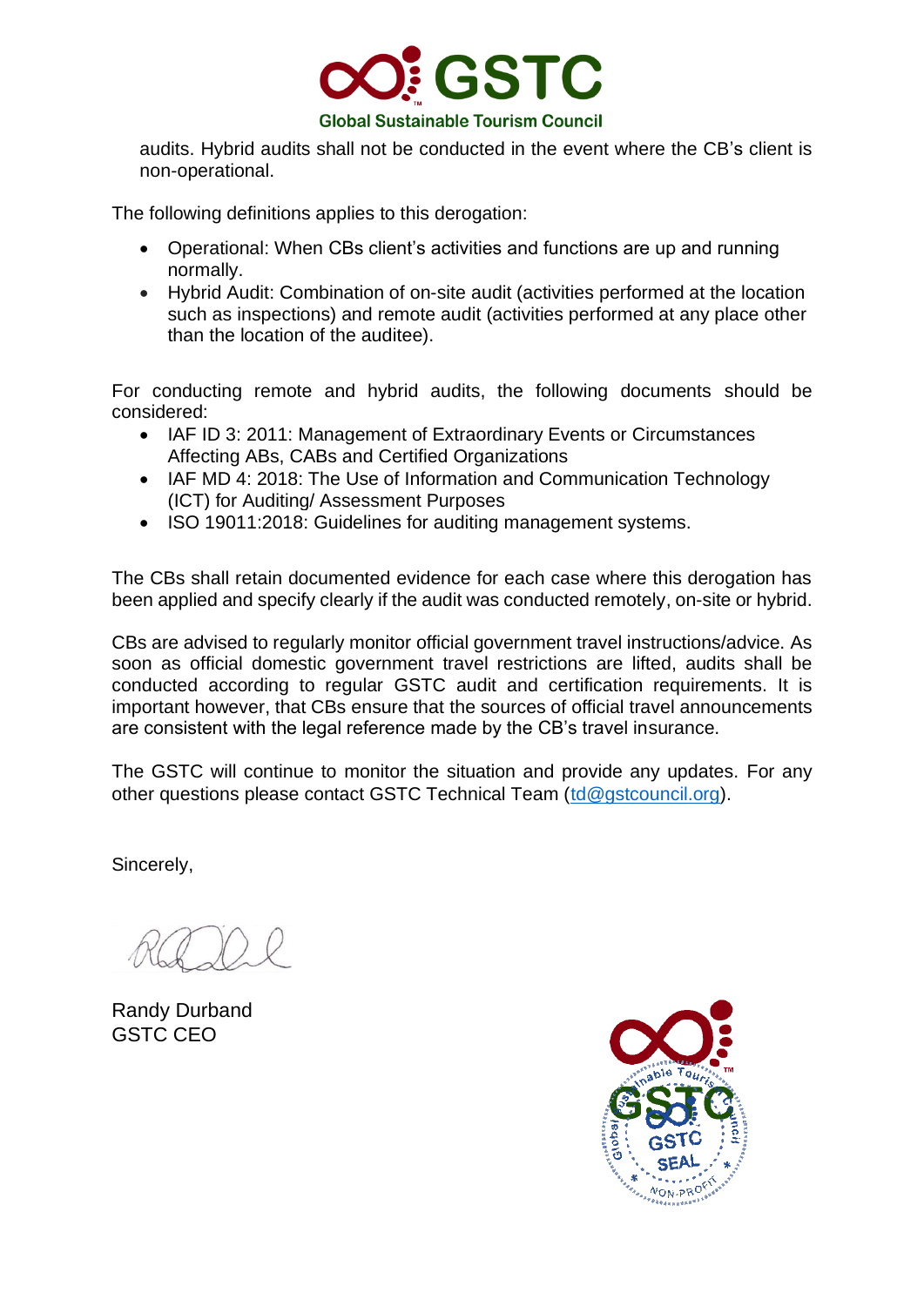audits. Hybrid audits shall not be conducted in the event where the CB's client is non-operational.

The following definitions applies to this derogation:

- Operational: When CBs client's activities and functions are up and running normally.
- Hybrid Audit: Combination of on-site audit (activities performed at the location such as inspections) and remote audit (activities performed at any place other than the location of the auditee).

For conducting remote and hybrid audits, the following documents should be considered:

- IAF ID 3: 2011: Management of Extraordinary Events or Circumstances Affecting ABs, CABs and Certified Organizations
- IAF MD 4: 2018: The Use of Information and Communication Technology (ICT) for Auditing/ Assessment Purposes
- ISO 19011:2018: Guidelines for auditing management systems.

The CBs shall retain documented evidence for each case where this derogation has been applied and specify clearly if the audit was conducted remotely, on-site or hybrid.

CBs are advised to regularly monitor official government travel instructions/advice. As soon as official domestic government travel restrictions are lifted, audits shall be conducted according to regular GSTC audit and certification requirements. It is important however, that CBs ensure that the sources of official travel announcements are consistent with the legal reference made by the CB's travel insurance.

The GSTC will continue to monitor the situation and provide any updates. For any other questions please contact GSTC Technical Team (td@gstcouncil.org).

Sincerely,

Randy Durband
GSTC CEO